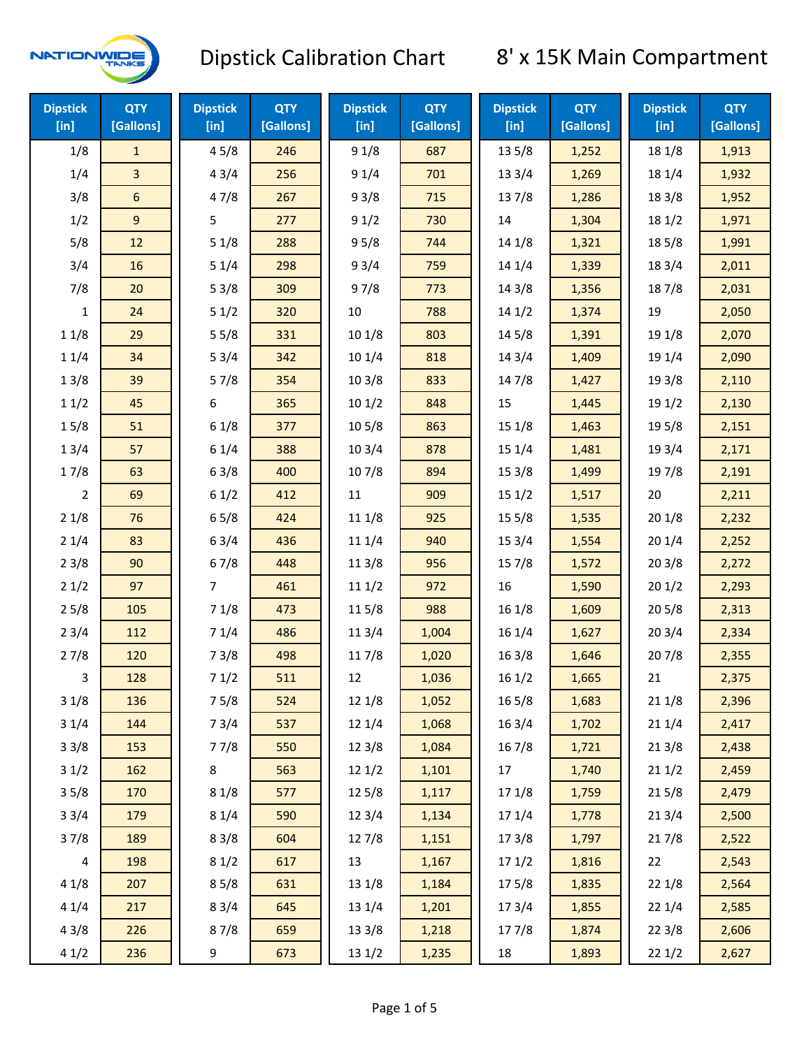# Dipstick Calibration Chart

## 8' x 15K Main Compartment

| Dipstick [in] | QTY [Gallons] | Dipstick [in] | QTY [Gallons] | Dipstick [in] | QTY [Gallons] | Dipstick [in] | QTY [Gallons] | Dipstick [in] | QTY [Gallons] |
|---|---|---|---|---|---|---|---|---|---|
| 1/8 | 1 | 4 5/8 | 246 | 9 1/8 | 687 | 13 5/8 | 1,252 | 18 1/8 | 1,913 |
| 1/4 | 3 | 4 3/4 | 256 | 9 1/4 | 701 | 13 3/4 | 1,269 | 18 1/4 | 1,932 |
| 3/8 | 6 | 4 7/8 | 267 | 9 3/8 | 715 | 13 7/8 | 1,286 | 18 3/8 | 1,952 |
| 1/2 | 9 | 5 | 277 | 9 1/2 | 730 | 14 | 1,304 | 18 1/2 | 1,971 |
| 5/8 | 12 | 5 1/8 | 288 | 9 5/8 | 744 | 14 1/8 | 1,321 | 18 5/8 | 1,991 |
| 3/4 | 16 | 5 1/4 | 298 | 9 3/4 | 759 | 14 1/4 | 1,339 | 18 3/4 | 2,011 |
| 7/8 | 20 | 5 3/8 | 309 | 9 7/8 | 773 | 14 3/8 | 1,356 | 18 7/8 | 2,031 |
| 1 | 24 | 5 1/2 | 320 | 10 | 788 | 14 1/2 | 1,374 | 19 | 2,050 |
| 1 1/8 | 29 | 5 5/8 | 331 | 10 1/8 | 803 | 14 5/8 | 1,391 | 19 1/8 | 2,070 |
| 1 1/4 | 34 | 5 3/4 | 342 | 10 1/4 | 818 | 14 3/4 | 1,409 | 19 1/4 | 2,090 |
| 1 3/8 | 39 | 5 7/8 | 354 | 10 3/8 | 833 | 14 7/8 | 1,427 | 19 3/8 | 2,110 |
| 1 1/2 | 45 | 6 | 365 | 10 1/2 | 848 | 15 | 1,445 | 19 1/2 | 2,130 |
| 1 5/8 | 51 | 6 1/8 | 377 | 10 5/8 | 863 | 15 1/8 | 1,463 | 19 5/8 | 2,151 |
| 1 3/4 | 57 | 6 1/4 | 388 | 10 3/4 | 878 | 15 1/4 | 1,481 | 19 3/4 | 2,171 |
| 1 7/8 | 63 | 6 3/8 | 400 | 10 7/8 | 894 | 15 3/8 | 1,499 | 19 7/8 | 2,191 |
| 2 | 69 | 6 1/2 | 412 | 11 | 909 | 15 1/2 | 1,517 | 20 | 2,211 |
| 2 1/8 | 76 | 6 5/8 | 424 | 11 1/8 | 925 | 15 5/8 | 1,535 | 20 1/8 | 2,232 |
| 2 1/4 | 83 | 6 3/4 | 436 | 11 1/4 | 940 | 15 3/4 | 1,554 | 20 1/4 | 2,252 |
| 2 3/8 | 90 | 6 7/8 | 448 | 11 3/8 | 956 | 15 7/8 | 1,572 | 20 3/8 | 2,272 |
| 2 1/2 | 97 | 7 | 461 | 11 1/2 | 972 | 16 | 1,590 | 20 1/2 | 2,293 |
| 2 5/8 | 105 | 7 1/8 | 473 | 11 5/8 | 988 | 16 1/8 | 1,609 | 20 5/8 | 2,313 |
| 2 3/4 | 112 | 7 1/4 | 486 | 11 3/4 | 1,004 | 16 1/4 | 1,627 | 20 3/4 | 2,334 |
| 2 7/8 | 120 | 7 3/8 | 498 | 11 7/8 | 1,020 | 16 3/8 | 1,646 | 20 7/8 | 2,355 |
| 3 | 128 | 7 1/2 | 511 | 12 | 1,036 | 16 1/2 | 1,665 | 21 | 2,375 |
| 3 1/8 | 136 | 7 5/8 | 524 | 12 1/8 | 1,052 | 16 5/8 | 1,683 | 21 1/8 | 2,396 |
| 3 1/4 | 144 | 7 3/4 | 537 | 12 1/4 | 1,068 | 16 3/4 | 1,702 | 21 1/4 | 2,417 |
| 3 3/8 | 153 | 7 7/8 | 550 | 12 3/8 | 1,084 | 16 7/8 | 1,721 | 21 3/8 | 2,438 |
| 3 1/2 | 162 | 8 | 563 | 12 1/2 | 1,101 | 17 | 1,740 | 21 1/2 | 2,459 |
| 3 5/8 | 170 | 8 1/8 | 577 | 12 5/8 | 1,117 | 17 1/8 | 1,759 | 21 5/8 | 2,479 |
| 3 3/4 | 179 | 8 1/4 | 590 | 12 3/4 | 1,134 | 17 1/4 | 1,778 | 21 3/4 | 2,500 |
| 3 7/8 | 189 | 8 3/8 | 604 | 12 7/8 | 1,151 | 17 3/8 | 1,797 | 21 7/8 | 2,522 |
| 4 | 198 | 8 1/2 | 617 | 13 | 1,167 | 17 1/2 | 1,816 | 22 | 2,543 |
| 4 1/8 | 207 | 8 5/8 | 631 | 13 1/8 | 1,184 | 17 5/8 | 1,835 | 22 1/8 | 2,564 |
| 4 1/4 | 217 | 8 3/4 | 645 | 13 1/4 | 1,201 | 17 3/4 | 1,855 | 22 1/4 | 2,585 |
| 4 3/8 | 226 | 8 7/8 | 659 | 13 3/8 | 1,218 | 17 7/8 | 1,874 | 22 3/8 | 2,606 |
| 4 1/2 | 236 | 9 | 673 | 13 1/2 | 1,235 | 18 | 1,893 | 22 1/2 | 2,627 |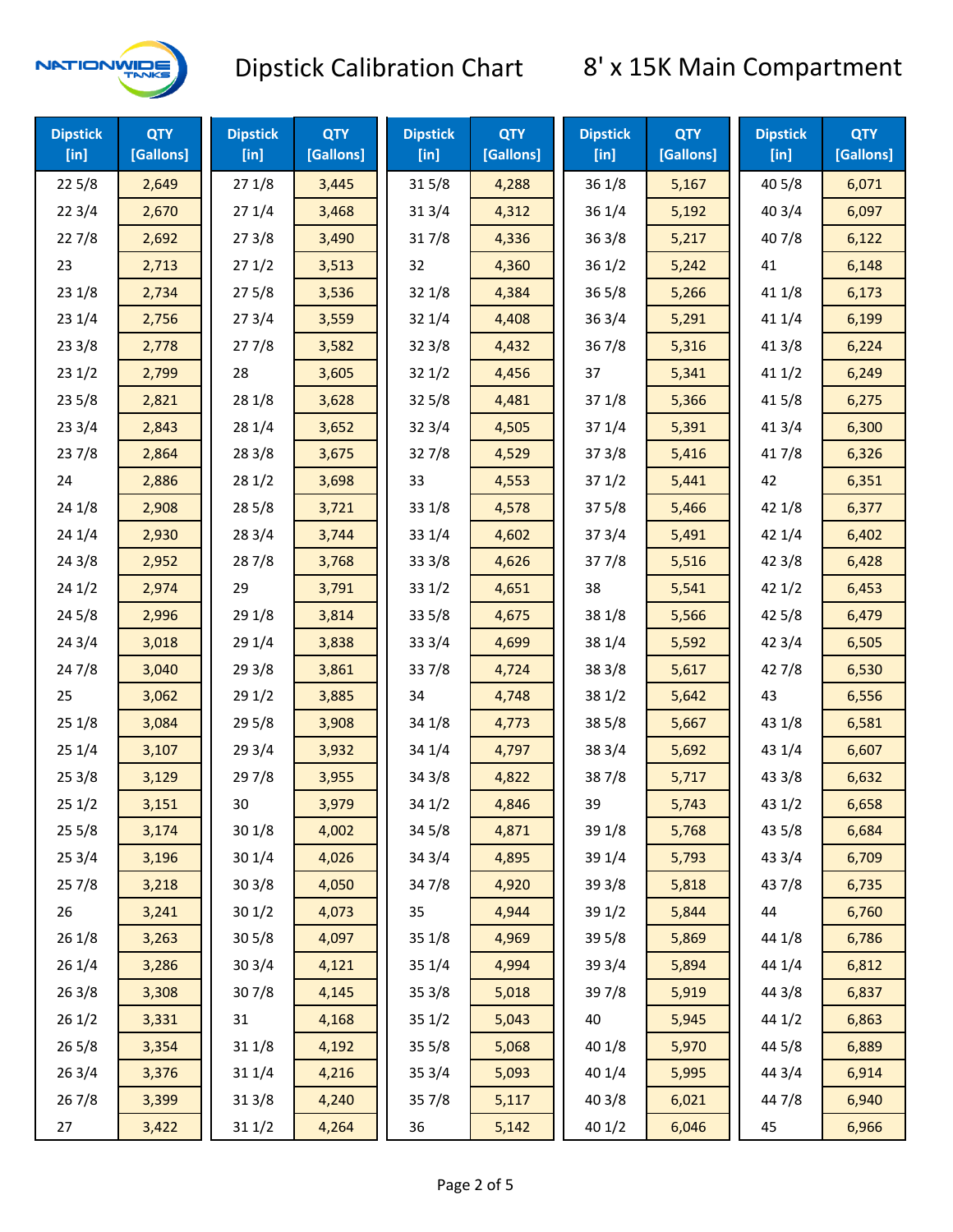# Dipstick Calibration Chart

## 8' x 15K Main Compartment

| Dipstick [in] | QTY [Gallons] | Dipstick [in] | QTY [Gallons] | Dipstick [in] | QTY [Gallons] | Dipstick [in] | QTY [Gallons] | Dipstick [in] | QTY [Gallons] |
|---|---|---|---|---|---|---|---|---|---|
| 22 5/8 | 2,649 | 27 1/8 | 3,445 | 31 5/8 | 4,288 | 36 1/8 | 5,167 | 40 5/8 | 6,071 |
| 22 3/4 | 2,670 | 27 1/4 | 3,468 | 31 3/4 | 4,312 | 36 1/4 | 5,192 | 40 3/4 | 6,097 |
| 22 7/8 | 2,692 | 27 3/8 | 3,490 | 31 7/8 | 4,336 | 36 3/8 | 5,217 | 40 7/8 | 6,122 |
| 23 | 2,713 | 27 1/2 | 3,513 | 32 | 4,360 | 36 1/2 | 5,242 | 41 | 6,148 |
| 23 1/8 | 2,734 | 27 5/8 | 3,536 | 32 1/8 | 4,384 | 36 5/8 | 5,266 | 41 1/8 | 6,173 |
| 23 1/4 | 2,756 | 27 3/4 | 3,559 | 32 1/4 | 4,408 | 36 3/4 | 5,291 | 41 1/4 | 6,199 |
| 23 3/8 | 2,778 | 27 7/8 | 3,582 | 32 3/8 | 4,432 | 36 7/8 | 5,316 | 41 3/8 | 6,224 |
| 23 1/2 | 2,799 | 28 | 3,605 | 32 1/2 | 4,456 | 37 | 5,341 | 41 1/2 | 6,249 |
| 23 5/8 | 2,821 | 28 1/8 | 3,628 | 32 5/8 | 4,481 | 37 1/8 | 5,366 | 41 5/8 | 6,275 |
| 23 3/4 | 2,843 | 28 1/4 | 3,652 | 32 3/4 | 4,505 | 37 1/4 | 5,391 | 41 3/4 | 6,300 |
| 23 7/8 | 2,864 | 28 3/8 | 3,675 | 32 7/8 | 4,529 | 37 3/8 | 5,416 | 41 7/8 | 6,326 |
| 24 | 2,886 | 28 1/2 | 3,698 | 33 | 4,553 | 37 1/2 | 5,441 | 42 | 6,351 |
| 24 1/8 | 2,908 | 28 5/8 | 3,721 | 33 1/8 | 4,578 | 37 5/8 | 5,466 | 42 1/8 | 6,377 |
| 24 1/4 | 2,930 | 28 3/4 | 3,744 | 33 1/4 | 4,602 | 37 3/4 | 5,491 | 42 1/4 | 6,402 |
| 24 3/8 | 2,952 | 28 7/8 | 3,768 | 33 3/8 | 4,626 | 37 7/8 | 5,516 | 42 3/8 | 6,428 |
| 24 1/2 | 2,974 | 29 | 3,791 | 33 1/2 | 4,651 | 38 | 5,541 | 42 1/2 | 6,453 |
| 24 5/8 | 2,996 | 29 1/8 | 3,814 | 33 5/8 | 4,675 | 38 1/8 | 5,566 | 42 5/8 | 6,479 |
| 24 3/4 | 3,018 | 29 1/4 | 3,838 | 33 3/4 | 4,699 | 38 1/4 | 5,592 | 42 3/4 | 6,505 |
| 24 7/8 | 3,040 | 29 3/8 | 3,861 | 33 7/8 | 4,724 | 38 3/8 | 5,617 | 42 7/8 | 6,530 |
| 25 | 3,062 | 29 1/2 | 3,885 | 34 | 4,748 | 38 1/2 | 5,642 | 43 | 6,556 |
| 25 1/8 | 3,084 | 29 5/8 | 3,908 | 34 1/8 | 4,773 | 38 5/8 | 5,667 | 43 1/8 | 6,581 |
| 25 1/4 | 3,107 | 29 3/4 | 3,932 | 34 1/4 | 4,797 | 38 3/4 | 5,692 | 43 1/4 | 6,607 |
| 25 3/8 | 3,129 | 29 7/8 | 3,955 | 34 3/8 | 4,822 | 38 7/8 | 5,717 | 43 3/8 | 6,632 |
| 25 1/2 | 3,151 | 30 | 3,979 | 34 1/2 | 4,846 | 39 | 5,743 | 43 1/2 | 6,658 |
| 25 5/8 | 3,174 | 30 1/8 | 4,002 | 34 5/8 | 4,871 | 39 1/8 | 5,768 | 43 5/8 | 6,684 |
| 25 3/4 | 3,196 | 30 1/4 | 4,026 | 34 3/4 | 4,895 | 39 1/4 | 5,793 | 43 3/4 | 6,709 |
| 25 7/8 | 3,218 | 30 3/8 | 4,050 | 34 7/8 | 4,920 | 39 3/8 | 5,818 | 43 7/8 | 6,735 |
| 26 | 3,241 | 30 1/2 | 4,073 | 35 | 4,944 | 39 1/2 | 5,844 | 44 | 6,760 |
| 26 1/8 | 3,263 | 30 5/8 | 4,097 | 35 1/8 | 4,969 | 39 5/8 | 5,869 | 44 1/8 | 6,786 |
| 26 1/4 | 3,286 | 30 3/4 | 4,121 | 35 1/4 | 4,994 | 39 3/4 | 5,894 | 44 1/4 | 6,812 |
| 26 3/8 | 3,308 | 30 7/8 | 4,145 | 35 3/8 | 5,018 | 39 7/8 | 5,919 | 44 3/8 | 6,837 |
| 26 1/2 | 3,331 | 31 | 4,168 | 35 1/2 | 5,043 | 40 | 5,945 | 44 1/2 | 6,863 |
| 26 5/8 | 3,354 | 31 1/8 | 4,192 | 35 5/8 | 5,068 | 40 1/8 | 5,970 | 44 5/8 | 6,889 |
| 26 3/4 | 3,376 | 31 1/4 | 4,216 | 35 3/4 | 5,093 | 40 1/4 | 5,995 | 44 3/4 | 6,914 |
| 26 7/8 | 3,399 | 31 3/8 | 4,240 | 35 7/8 | 5,117 | 40 3/8 | 6,021 | 44 7/8 | 6,940 |
| 27 | 3,422 | 31 1/2 | 4,264 | 36 | 5,142 | 40 1/2 | 6,046 | 45 | 6,966 |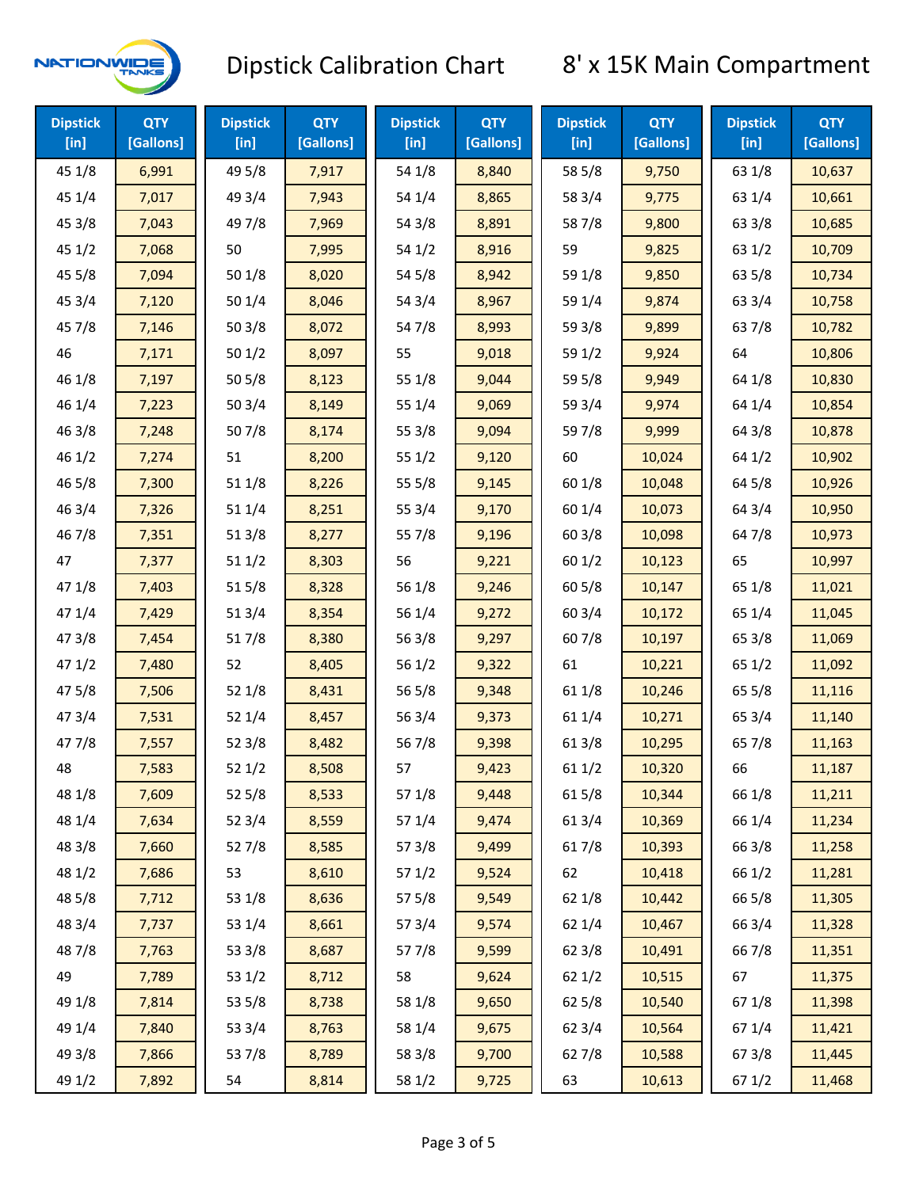# Dipstick Calibration Chart

## 8' x 15K Main Compartment

| Dipstick [in] | QTY [Gallons] | Dipstick [in] | QTY [Gallons] | Dipstick [in] | QTY [Gallons] | Dipstick [in] | QTY [Gallons] | Dipstick [in] | QTY [Gallons] |
|---|---|---|---|---|---|---|---|---|---|
| 45 1/8 | 6,991 | 49 5/8 | 7,917 | 54 1/8 | 8,840 | 58 5/8 | 9,750 | 63 1/8 | 10,637 |
| 45 1/4 | 7,017 | 49 3/4 | 7,943 | 54 1/4 | 8,865 | 58 3/4 | 9,775 | 63 1/4 | 10,661 |
| 45 3/8 | 7,043 | 49 7/8 | 7,969 | 54 3/8 | 8,891 | 58 7/8 | 9,800 | 63 3/8 | 10,685 |
| 45 1/2 | 7,068 | 50 | 7,995 | 54 1/2 | 8,916 | 59 | 9,825 | 63 1/2 | 10,709 |
| 45 5/8 | 7,094 | 50 1/8 | 8,020 | 54 5/8 | 8,942 | 59 1/8 | 9,850 | 63 5/8 | 10,734 |
| 45 3/4 | 7,120 | 50 1/4 | 8,046 | 54 3/4 | 8,967 | 59 1/4 | 9,874 | 63 3/4 | 10,758 |
| 45 7/8 | 7,146 | 50 3/8 | 8,072 | 54 7/8 | 8,993 | 59 3/8 | 9,899 | 63 7/8 | 10,782 |
| 46 | 7,171 | 50 1/2 | 8,097 | 55 | 9,018 | 59 1/2 | 9,924 | 64 | 10,806 |
| 46 1/8 | 7,197 | 50 5/8 | 8,123 | 55 1/8 | 9,044 | 59 5/8 | 9,949 | 64 1/8 | 10,830 |
| 46 1/4 | 7,223 | 50 3/4 | 8,149 | 55 1/4 | 9,069 | 59 3/4 | 9,974 | 64 1/4 | 10,854 |
| 46 3/8 | 7,248 | 50 7/8 | 8,174 | 55 3/8 | 9,094 | 59 7/8 | 9,999 | 64 3/8 | 10,878 |
| 46 1/2 | 7,274 | 51 | 8,200 | 55 1/2 | 9,120 | 60 | 10,024 | 64 1/2 | 10,902 |
| 46 5/8 | 7,300 | 51 1/8 | 8,226 | 55 5/8 | 9,145 | 60 1/8 | 10,048 | 64 5/8 | 10,926 |
| 46 3/4 | 7,326 | 51 1/4 | 8,251 | 55 3/4 | 9,170 | 60 1/4 | 10,073 | 64 3/4 | 10,950 |
| 46 7/8 | 7,351 | 51 3/8 | 8,277 | 55 7/8 | 9,196 | 60 3/8 | 10,098 | 64 7/8 | 10,973 |
| 47 | 7,377 | 51 1/2 | 8,303 | 56 | 9,221 | 60 1/2 | 10,123 | 65 | 10,997 |
| 47 1/8 | 7,403 | 51 5/8 | 8,328 | 56 1/8 | 9,246 | 60 5/8 | 10,147 | 65 1/8 | 11,021 |
| 47 1/4 | 7,429 | 51 3/4 | 8,354 | 56 1/4 | 9,272 | 60 3/4 | 10,172 | 65 1/4 | 11,045 |
| 47 3/8 | 7,454 | 51 7/8 | 8,380 | 56 3/8 | 9,297 | 60 7/8 | 10,197 | 65 3/8 | 11,069 |
| 47 1/2 | 7,480 | 52 | 8,405 | 56 1/2 | 9,322 | 61 | 10,221 | 65 1/2 | 11,092 |
| 47 5/8 | 7,506 | 52 1/8 | 8,431 | 56 5/8 | 9,348 | 61 1/8 | 10,246 | 65 5/8 | 11,116 |
| 47 3/4 | 7,531 | 52 1/4 | 8,457 | 56 3/4 | 9,373 | 61 1/4 | 10,271 | 65 3/4 | 11,140 |
| 47 7/8 | 7,557 | 52 3/8 | 8,482 | 56 7/8 | 9,398 | 61 3/8 | 10,295 | 65 7/8 | 11,163 |
| 48 | 7,583 | 52 1/2 | 8,508 | 57 | 9,423 | 61 1/2 | 10,320 | 66 | 11,187 |
| 48 1/8 | 7,609 | 52 5/8 | 8,533 | 57 1/8 | 9,448 | 61 5/8 | 10,344 | 66 1/8 | 11,211 |
| 48 1/4 | 7,634 | 52 3/4 | 8,559 | 57 1/4 | 9,474 | 61 3/4 | 10,369 | 66 1/4 | 11,234 |
| 48 3/8 | 7,660 | 52 7/8 | 8,585 | 57 3/8 | 9,499 | 61 7/8 | 10,393 | 66 3/8 | 11,258 |
| 48 1/2 | 7,686 | 53 | 8,610 | 57 1/2 | 9,524 | 62 | 10,418 | 66 1/2 | 11,281 |
| 48 5/8 | 7,712 | 53 1/8 | 8,636 | 57 5/8 | 9,549 | 62 1/8 | 10,442 | 66 5/8 | 11,305 |
| 48 3/4 | 7,737 | 53 1/4 | 8,661 | 57 3/4 | 9,574 | 62 1/4 | 10,467 | 66 3/4 | 11,328 |
| 48 7/8 | 7,763 | 53 3/8 | 8,687 | 57 7/8 | 9,599 | 62 3/8 | 10,491 | 66 7/8 | 11,351 |
| 49 | 7,789 | 53 1/2 | 8,712 | 58 | 9,624 | 62 1/2 | 10,515 | 67 | 11,375 |
| 49 1/8 | 7,814 | 53 5/8 | 8,738 | 58 1/8 | 9,650 | 62 5/8 | 10,540 | 67 1/8 | 11,398 |
| 49 1/4 | 7,840 | 53 3/4 | 8,763 | 58 1/4 | 9,675 | 62 3/4 | 10,564 | 67 1/4 | 11,421 |
| 49 3/8 | 7,866 | 53 7/8 | 8,789 | 58 3/8 | 9,700 | 62 7/8 | 10,588 | 67 3/8 | 11,445 |
| 49 1/2 | 7,892 | 54 | 8,814 | 58 1/2 | 9,725 | 63 | 10,613 | 67 1/2 | 11,468 |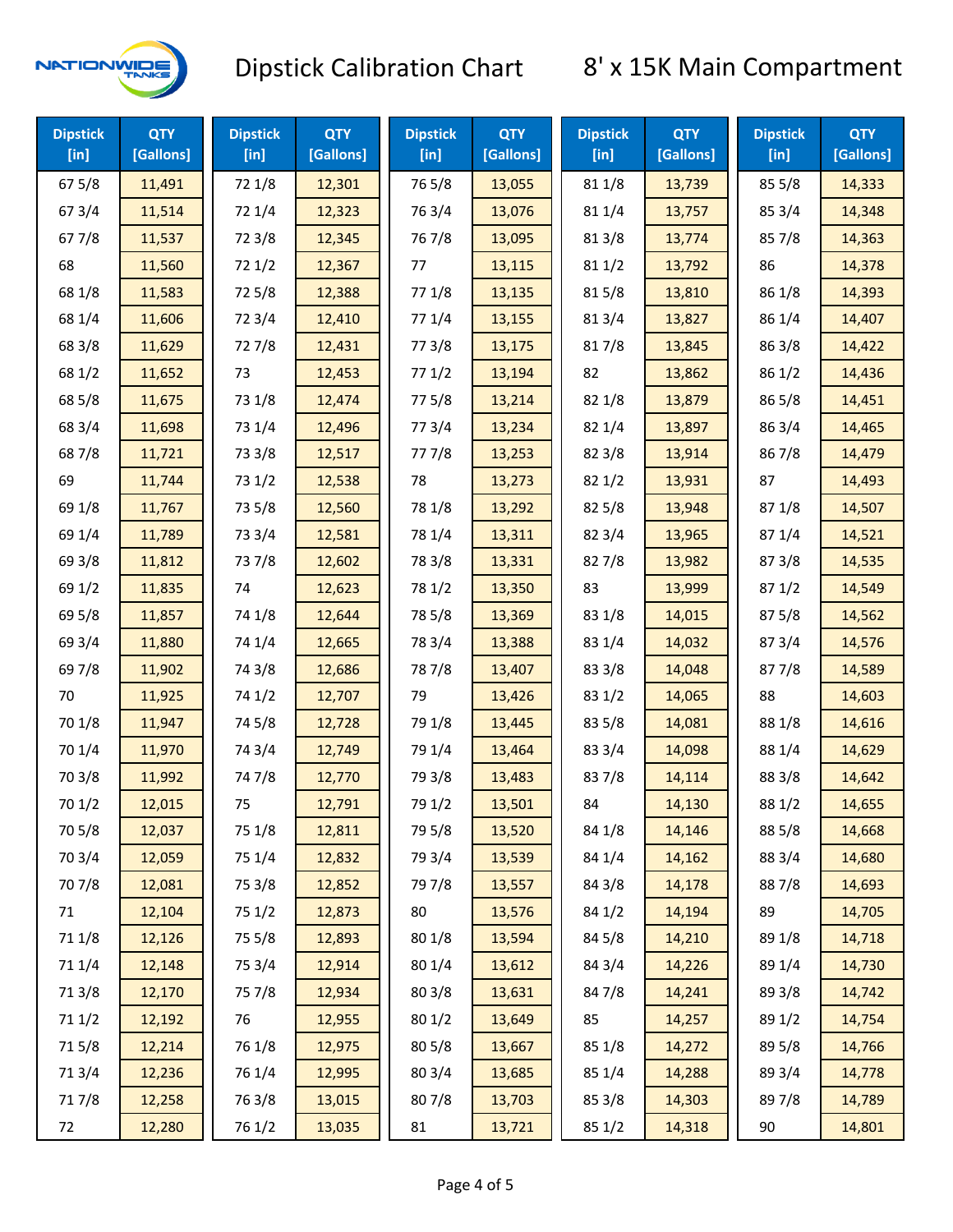# Dipstick Calibration Chart

## 8' x 15K Main Compartment

| Dipstick [in] | QTY [Gallons] | Dipstick [in] | QTY [Gallons] | Dipstick [in] | QTY [Gallons] | Dipstick [in] | QTY [Gallons] | Dipstick [in] | QTY [Gallons] |
|---|---|---|---|---|---|---|---|---|---|
| 67 5/8 | 11,491 | 72 1/8 | 12,301 | 76 5/8 | 13,055 | 81 1/8 | 13,739 | 85 5/8 | 14,333 |
| 67 3/4 | 11,514 | 72 1/4 | 12,323 | 76 3/4 | 13,076 | 81 1/4 | 13,757 | 85 3/4 | 14,348 |
| 67 7/8 | 11,537 | 72 3/8 | 12,345 | 76 7/8 | 13,095 | 81 3/8 | 13,774 | 85 7/8 | 14,363 |
| 68 | 11,560 | 72 1/2 | 12,367 | 77 | 13,115 | 81 1/2 | 13,792 | 86 | 14,378 |
| 68 1/8 | 11,583 | 72 5/8 | 12,388 | 77 1/8 | 13,135 | 81 5/8 | 13,810 | 86 1/8 | 14,393 |
| 68 1/4 | 11,606 | 72 3/4 | 12,410 | 77 1/4 | 13,155 | 81 3/4 | 13,827 | 86 1/4 | 14,407 |
| 68 3/8 | 11,629 | 72 7/8 | 12,431 | 77 3/8 | 13,175 | 81 7/8 | 13,845 | 86 3/8 | 14,422 |
| 68 1/2 | 11,652 | 73 | 12,453 | 77 1/2 | 13,194 | 82 | 13,862 | 86 1/2 | 14,436 |
| 68 5/8 | 11,675 | 73 1/8 | 12,474 | 77 5/8 | 13,214 | 82 1/8 | 13,879 | 86 5/8 | 14,451 |
| 68 3/4 | 11,698 | 73 1/4 | 12,496 | 77 3/4 | 13,234 | 82 1/4 | 13,897 | 86 3/4 | 14,465 |
| 68 7/8 | 11,721 | 73 3/8 | 12,517 | 77 7/8 | 13,253 | 82 3/8 | 13,914 | 86 7/8 | 14,479 |
| 69 | 11,744 | 73 1/2 | 12,538 | 78 | 13,273 | 82 1/2 | 13,931 | 87 | 14,493 |
| 69 1/8 | 11,767 | 73 5/8 | 12,560 | 78 1/8 | 13,292 | 82 5/8 | 13,948 | 87 1/8 | 14,507 |
| 69 1/4 | 11,789 | 73 3/4 | 12,581 | 78 1/4 | 13,311 | 82 3/4 | 13,965 | 87 1/4 | 14,521 |
| 69 3/8 | 11,812 | 73 7/8 | 12,602 | 78 3/8 | 13,331 | 82 7/8 | 13,982 | 87 3/8 | 14,535 |
| 69 1/2 | 11,835 | 74 | 12,623 | 78 1/2 | 13,350 | 83 | 13,999 | 87 1/2 | 14,549 |
| 69 5/8 | 11,857 | 74 1/8 | 12,644 | 78 5/8 | 13,369 | 83 1/8 | 14,015 | 87 5/8 | 14,562 |
| 69 3/4 | 11,880 | 74 1/4 | 12,665 | 78 3/4 | 13,388 | 83 1/4 | 14,032 | 87 3/4 | 14,576 |
| 69 7/8 | 11,902 | 74 3/8 | 12,686 | 78 7/8 | 13,407 | 83 3/8 | 14,048 | 87 7/8 | 14,589 |
| 70 | 11,925 | 74 1/2 | 12,707 | 79 | 13,426 | 83 1/2 | 14,065 | 88 | 14,603 |
| 70 1/8 | 11,947 | 74 5/8 | 12,728 | 79 1/8 | 13,445 | 83 5/8 | 14,081 | 88 1/8 | 14,616 |
| 70 1/4 | 11,970 | 74 3/4 | 12,749 | 79 1/4 | 13,464 | 83 3/4 | 14,098 | 88 1/4 | 14,629 |
| 70 3/8 | 11,992 | 74 7/8 | 12,770 | 79 3/8 | 13,483 | 83 7/8 | 14,114 | 88 3/8 | 14,642 |
| 70 1/2 | 12,015 | 75 | 12,791 | 79 1/2 | 13,501 | 84 | 14,130 | 88 1/2 | 14,655 |
| 70 5/8 | 12,037 | 75 1/8 | 12,811 | 79 5/8 | 13,520 | 84 1/8 | 14,146 | 88 5/8 | 14,668 |
| 70 3/4 | 12,059 | 75 1/4 | 12,832 | 79 3/4 | 13,539 | 84 1/4 | 14,162 | 88 3/4 | 14,680 |
| 70 7/8 | 12,081 | 75 3/8 | 12,852 | 79 7/8 | 13,557 | 84 3/8 | 14,178 | 88 7/8 | 14,693 |
| 71 | 12,104 | 75 1/2 | 12,873 | 80 | 13,576 | 84 1/2 | 14,194 | 89 | 14,705 |
| 71 1/8 | 12,126 | 75 5/8 | 12,893 | 80 1/8 | 13,594 | 84 5/8 | 14,210 | 89 1/8 | 14,718 |
| 71 1/4 | 12,148 | 75 3/4 | 12,914 | 80 1/4 | 13,612 | 84 3/4 | 14,226 | 89 1/4 | 14,730 |
| 71 3/8 | 12,170 | 75 7/8 | 12,934 | 80 3/8 | 13,631 | 84 7/8 | 14,241 | 89 3/8 | 14,742 |
| 71 1/2 | 12,192 | 76 | 12,955 | 80 1/2 | 13,649 | 85 | 14,257 | 89 1/2 | 14,754 |
| 71 5/8 | 12,214 | 76 1/8 | 12,975 | 80 5/8 | 13,667 | 85 1/8 | 14,272 | 89 5/8 | 14,766 |
| 71 3/4 | 12,236 | 76 1/4 | 12,995 | 80 3/4 | 13,685 | 85 1/4 | 14,288 | 89 3/4 | 14,778 |
| 71 7/8 | 12,258 | 76 3/8 | 13,015 | 80 7/8 | 13,703 | 85 3/8 | 14,303 | 89 7/8 | 14,789 |
| 72 | 12,280 | 76 1/2 | 13,035 | 81 | 13,721 | 85 1/2 | 14,318 | 90 | 14,801 |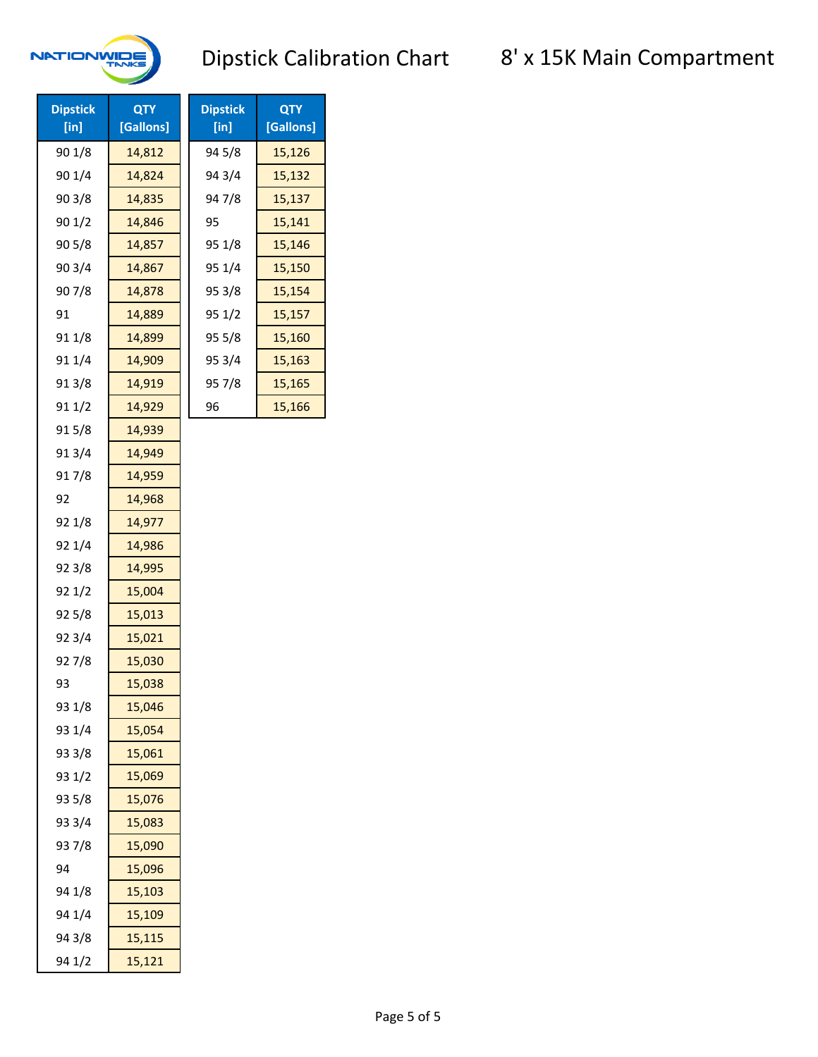# Dipstick Calibration Chart — 8' x 15K Main Compartment

| Dipstick [in] | QTY [Gallons] |
|---|---|
| 90 1/8 | 14,812 |
| 90 1/4 | 14,824 |
| 90 3/8 | 14,835 |
| 90 1/2 | 14,846 |
| 90 5/8 | 14,857 |
| 90 3/4 | 14,867 |
| 90 7/8 | 14,878 |
| 91 | 14,889 |
| 91 1/8 | 14,899 |
| 91 1/4 | 14,909 |
| 91 3/8 | 14,919 |
| 91 1/2 | 14,929 |
| 91 5/8 | 14,939 |
| 91 3/4 | 14,949 |
| 91 7/8 | 14,959 |
| 92 | 14,968 |
| 92 1/8 | 14,977 |
| 92 1/4 | 14,986 |
| 92 3/8 | 14,995 |
| 92 1/2 | 15,004 |
| 92 5/8 | 15,013 |
| 92 3/4 | 15,021 |
| 92 7/8 | 15,030 |
| 93 | 15,038 |
| 93 1/8 | 15,046 |
| 93 1/4 | 15,054 |
| 93 3/8 | 15,061 |
| 93 1/2 | 15,069 |
| 93 5/8 | 15,076 |
| 93 3/4 | 15,083 |
| 93 7/8 | 15,090 |
| 94 | 15,096 |
| 94 1/8 | 15,103 |
| 94 1/4 | 15,109 |
| 94 3/8 | 15,115 |
| 94 1/2 | 15,121 |
| 94 5/8 | 15,126 |
| 94 3/4 | 15,132 |
| 94 7/8 | 15,137 |
| 95 | 15,141 |
| 95 1/8 | 15,146 |
| 95 1/4 | 15,150 |
| 95 3/8 | 15,154 |
| 95 1/2 | 15,157 |
| 95 5/8 | 15,160 |
| 95 3/4 | 15,163 |
| 95 7/8 | 15,165 |
| 96 | 15,166 |